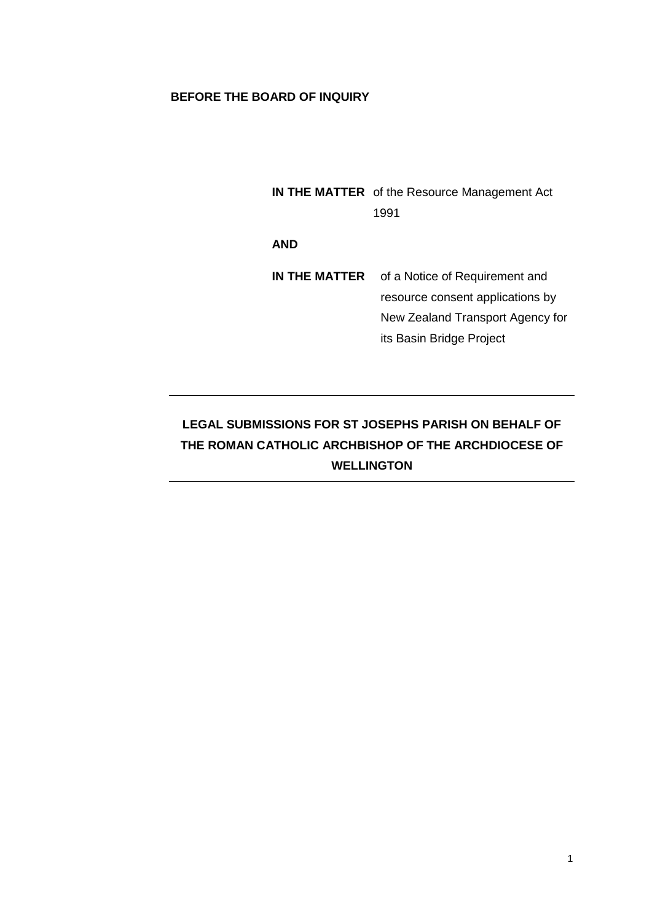**BEFORE THE BOARD OF INQUIRY**

**IN THE MATTER** of the Resource Management Act 1991

**AND**

**IN THE MATTER** of a Notice of Requirement and resource consent applications by New Zealand Transport Agency for its Basin Bridge Project

---

**LEGAL SUBMISSIONS FOR ST JOSEPHS PARISH ON BEHALF OF THE ROMAN CATHOLIC ARCHBISHOP OF THE ARCHDIOCESE OF WELLINGTON**

---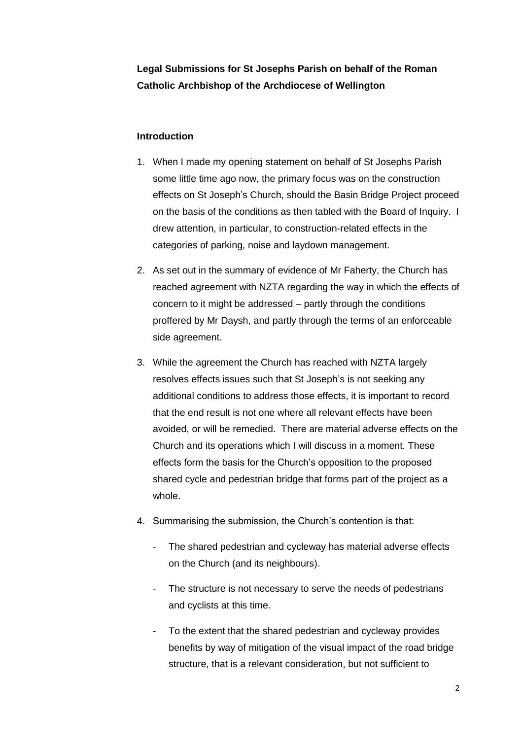**Legal Submissions for St Josephs Parish on behalf of the Roman Catholic Archbishop of the Archdiocese of Wellington**

**Introduction**

1. When I made my opening statement on behalf of St Josephs Parish some little time ago now, the primary focus was on the construction effects on St Joseph's Church, should the Basin Bridge Project proceed on the basis of the conditions as then tabled with the Board of Inquiry. I drew attention, in particular, to construction-related effects in the categories of parking, noise and laydown management.

2. As set out in the summary of evidence of Mr Faherty, the Church has reached agreement with NZTA regarding the way in which the effects of concern to it might be addressed – partly through the conditions proffered by Mr Daysh, and partly through the terms of an enforceable side agreement.

3. While the agreement the Church has reached with NZTA largely resolves effects issues such that St Joseph's is not seeking any additional conditions to address those effects, it is important to record that the end result is not one where all relevant effects have been avoided, or will be remedied. There are material adverse effects on the Church and its operations which I will discuss in a moment. These effects form the basis for the Church's opposition to the proposed shared cycle and pedestrian bridge that forms part of the project as a whole.

4. Summarising the submission, the Church's contention is that:

   - The shared pedestrian and cycleway has material adverse effects on the Church (and its neighbours).

   - The structure is not necessary to serve the needs of pedestrians and cyclists at this time.

   - To the extent that the shared pedestrian and cycleway provides benefits by way of mitigation of the visual impact of the road bridge structure, that is a relevant consideration, but not sufficient to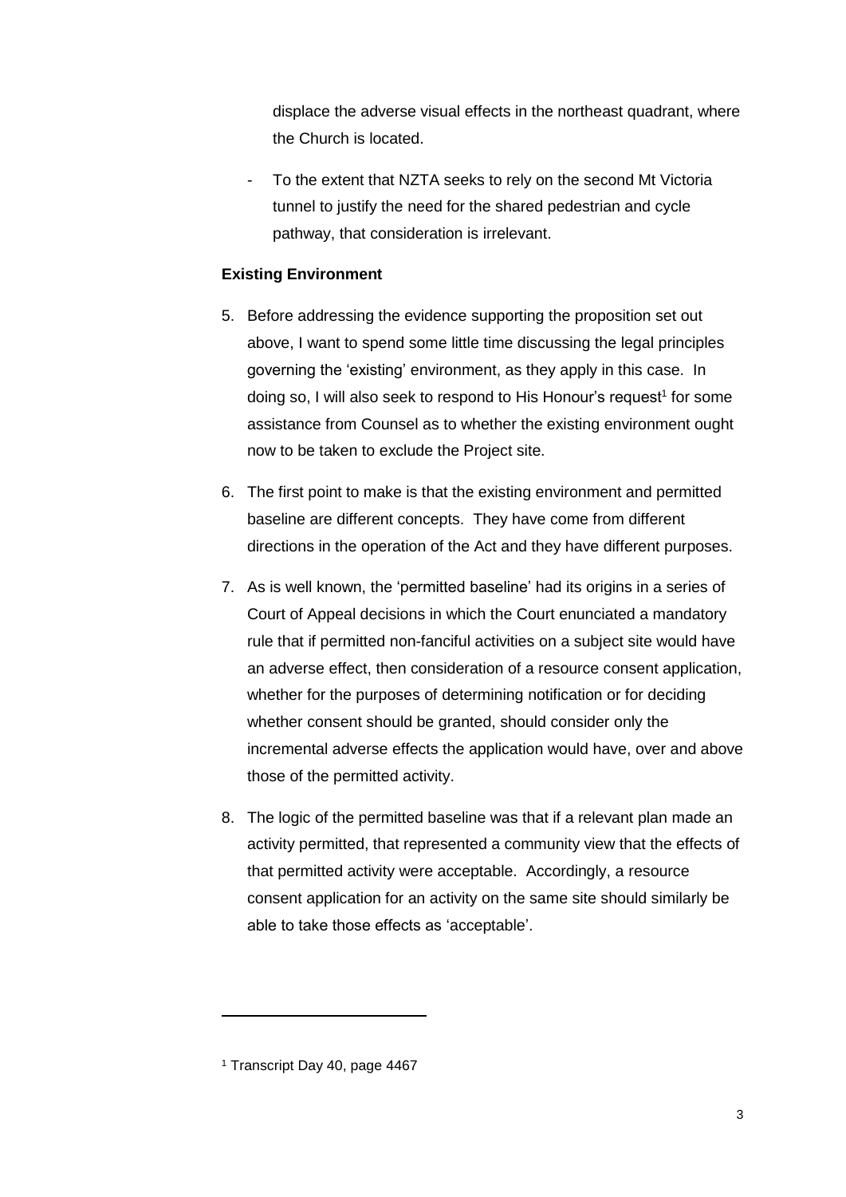displace the adverse visual effects in the northeast quadrant, where the Church is located.

- To the extent that NZTA seeks to rely on the second Mt Victoria tunnel to justify the need for the shared pedestrian and cycle pathway, that consideration is irrelevant.

**Existing Environment**

5. Before addressing the evidence supporting the proposition set out above, I want to spend some little time discussing the legal principles governing the 'existing' environment, as they apply in this case. In doing so, I will also seek to respond to His Honour's request[1] for some assistance from Counsel as to whether the existing environment ought now to be taken to exclude the Project site.

6. The first point to make is that the existing environment and permitted baseline are different concepts. They have come from different directions in the operation of the Act and they have different purposes.

7. As is well known, the 'permitted baseline' had its origins in a series of Court of Appeal decisions in which the Court enunciated a mandatory rule that if permitted non-fanciful activities on a subject site would have an adverse effect, then consideration of a resource consent application, whether for the purposes of determining notification or for deciding whether consent should be granted, should consider only the incremental adverse effects the application would have, over and above those of the permitted activity.

8. The logic of the permitted baseline was that if a relevant plan made an activity permitted, that represented a community view that the effects of that permitted activity were acceptable. Accordingly, a resource consent application for an activity on the same site should similarly be able to take those effects as 'acceptable'.

[1] Transcript Day 40, page 4467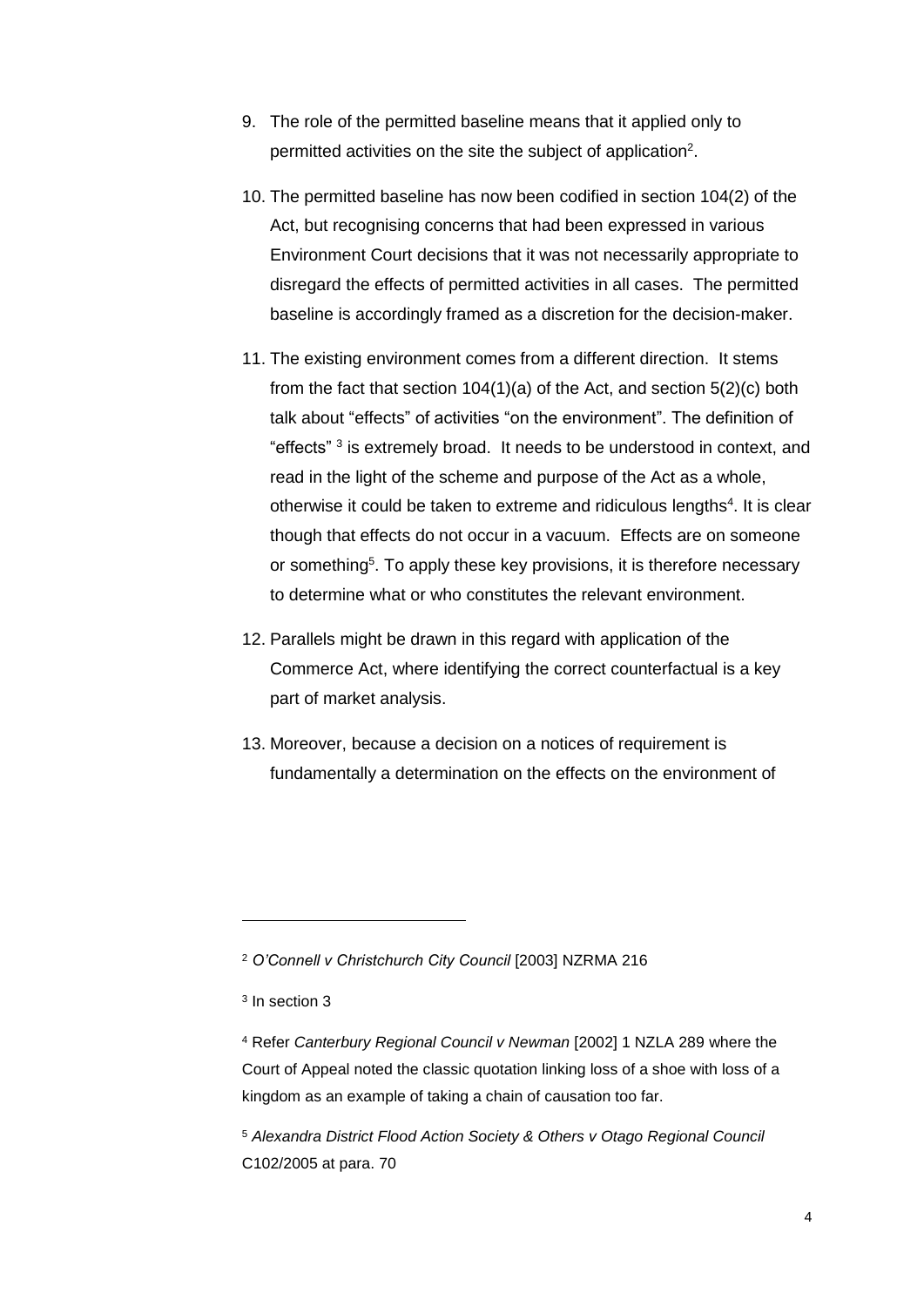9. The role of the permitted baseline means that it applied only to permitted activities on the site the subject of application[2].

10. The permitted baseline has now been codified in section 104(2) of the Act, but recognising concerns that had been expressed in various Environment Court decisions that it was not necessarily appropriate to disregard the effects of permitted activities in all cases. The permitted baseline is accordingly framed as a discretion for the decision-maker.

11. The existing environment comes from a different direction. It stems from the fact that section 104(1)(a) of the Act, and section 5(2)(c) both talk about "effects" of activities "on the environment". The definition of "effects" [3] is extremely broad. It needs to be understood in context, and read in the light of the scheme and purpose of the Act as a whole, otherwise it could be taken to extreme and ridiculous lengths[4]. It is clear though that effects do not occur in a vacuum. Effects are on someone or something[5]. To apply these key provisions, it is therefore necessary to determine what or who constitutes the relevant environment.

12. Parallels might be drawn in this regard with application of the Commerce Act, where identifying the correct counterfactual is a key part of market analysis.

13. Moreover, because a decision on a notices of requirement is fundamentally a determination on the effects on the environment of

---

[2] *O'Connell v Christchurch City Council* [2003] NZRMA 216

[3] In section 3

[4] Refer *Canterbury Regional Council v Newman* [2002] 1 NZLA 289 where the Court of Appeal noted the classic quotation linking loss of a shoe with loss of a kingdom as an example of taking a chain of causation too far.

[5] *Alexandra District Flood Action Society & Others v Otago Regional Council* C102/2005 at para. 70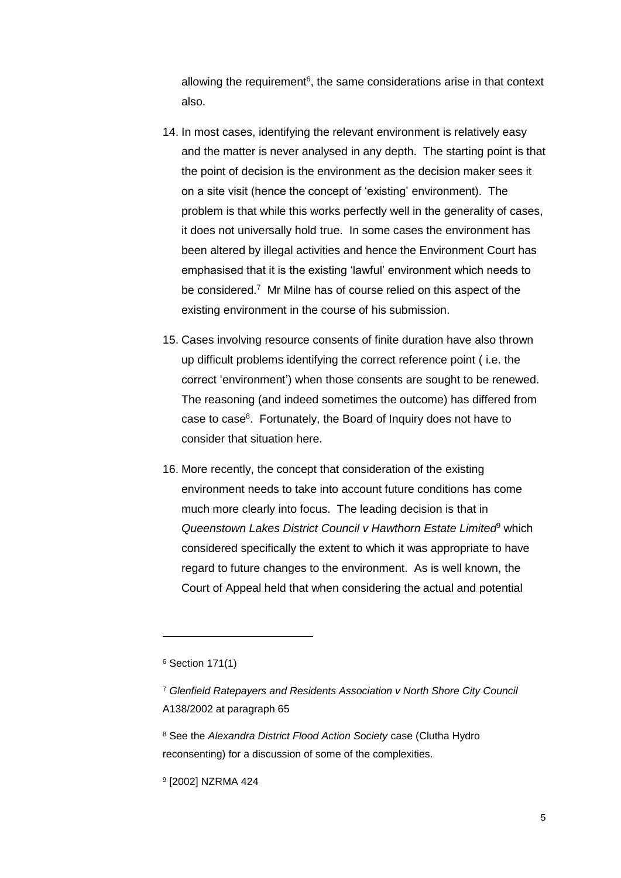allowing the requirement[6], the same considerations arise in that context also.

14. In most cases, identifying the relevant environment is relatively easy and the matter is never analysed in any depth. The starting point is that the point of decision is the environment as the decision maker sees it on a site visit (hence the concept of 'existing' environment). The problem is that while this works perfectly well in the generality of cases, it does not universally hold true. In some cases the environment has been altered by illegal activities and hence the Environment Court has emphasised that it is the existing 'lawful' environment which needs to be considered.[7] Mr Milne has of course relied on this aspect of the existing environment in the course of his submission.

15. Cases involving resource consents of finite duration have also thrown up difficult problems identifying the correct reference point ( i.e. the correct 'environment') when those consents are sought to be renewed. The reasoning (and indeed sometimes the outcome) has differed from case to case[8]. Fortunately, the Board of Inquiry does not have to consider that situation here.

16. More recently, the concept that consideration of the existing environment needs to take into account future conditions has come much more clearly into focus. The leading decision is that in *Queenstown Lakes District Council v Hawthorn Estate Limited*[9] which considered specifically the extent to which it was appropriate to have regard to future changes to the environment. As is well known, the Court of Appeal held that when considering the actual and potential

---

[6] Section 171(1)

[7] *Glenfield Ratepayers and Residents Association v North Shore City Council* A138/2002 at paragraph 65

[8] See the *Alexandra District Flood Action Society* case (Clutha Hydro reconsenting) for a discussion of some of the complexities.

[9] [2002] NZRMA 424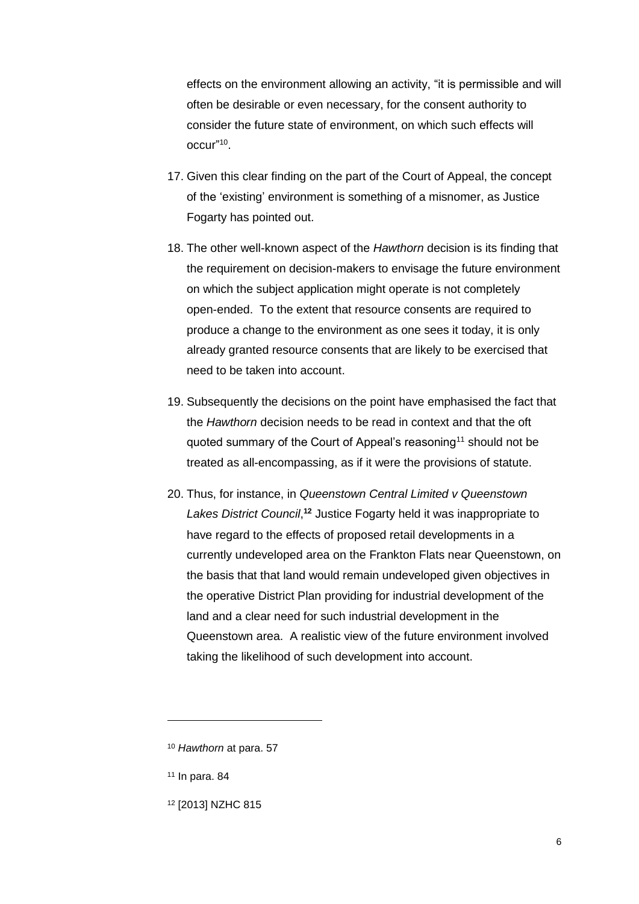effects on the environment allowing an activity, "it is permissible and will often be desirable or even necessary, for the consent authority to consider the future state of environment, on which such effects will occur"[10].

17. Given this clear finding on the part of the Court of Appeal, the concept of the 'existing' environment is something of a misnomer, as Justice Fogarty has pointed out.

18. The other well-known aspect of the *Hawthorn* decision is its finding that the requirement on decision-makers to envisage the future environment on which the subject application might operate is not completely open-ended. To the extent that resource consents are required to produce a change to the environment as one sees it today, it is only already granted resource consents that are likely to be exercised that need to be taken into account.

19. Subsequently the decisions on the point have emphasised the fact that the *Hawthorn* decision needs to be read in context and that the oft quoted summary of the Court of Appeal's reasoning[11] should not be treated as all-encompassing, as if it were the provisions of statute.

20. Thus, for instance, in *Queenstown Central Limited v Queenstown Lakes District Council*,**[12]** Justice Fogarty held it was inappropriate to have regard to the effects of proposed retail developments in a currently undeveloped area on the Frankton Flats near Queenstown, on the basis that that land would remain undeveloped given objectives in the operative District Plan providing for industrial development of the land and a clear need for such industrial development in the Queenstown area. A realistic view of the future environment involved taking the likelihood of such development into account.

---

[10] *Hawthorn* at para. 57

[11] In para. 84

[12] [2013] NZHC 815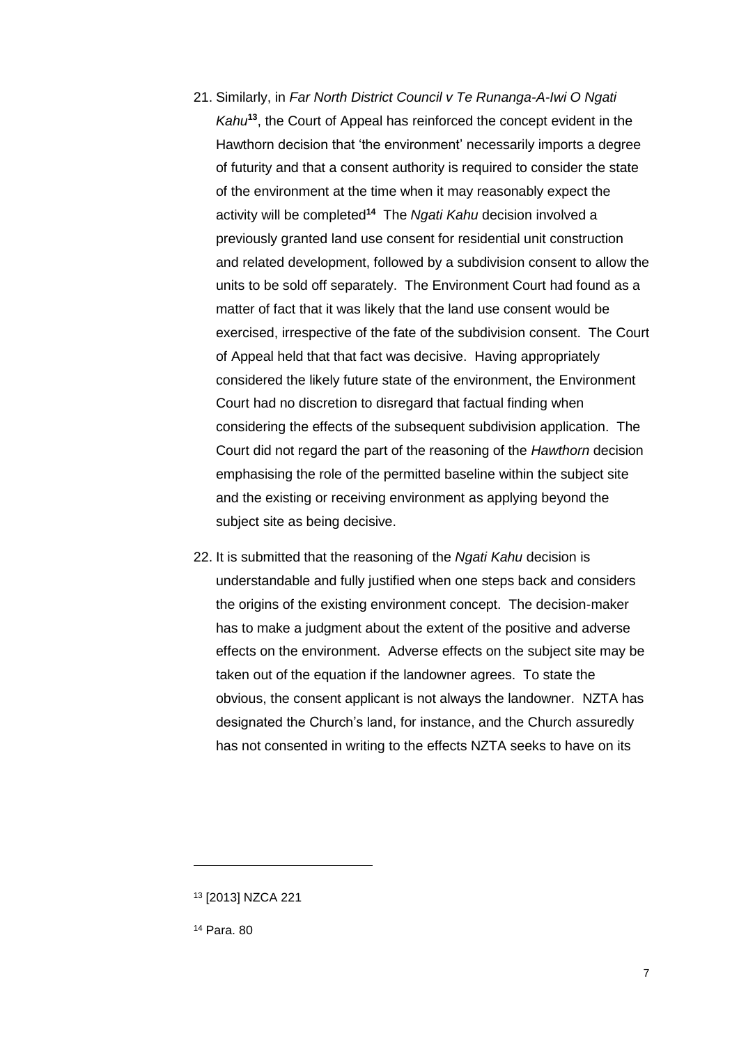21. Similarly, in *Far North District Council v Te Runanga-A-Iwi O Ngati Kahu*[13], the Court of Appeal has reinforced the concept evident in the Hawthorn decision that 'the environment' necessarily imports a degree of futurity and that a consent authority is required to consider the state of the environment at the time when it may reasonably expect the activity will be completed[14] The *Ngati Kahu* decision involved a previously granted land use consent for residential unit construction and related development, followed by a subdivision consent to allow the units to be sold off separately. The Environment Court had found as a matter of fact that it was likely that the land use consent would be exercised, irrespective of the fate of the subdivision consent. The Court of Appeal held that that fact was decisive. Having appropriately considered the likely future state of the environment, the Environment Court had no discretion to disregard that factual finding when considering the effects of the subsequent subdivision application. The Court did not regard the part of the reasoning of the *Hawthorn* decision emphasising the role of the permitted baseline within the subject site and the existing or receiving environment as applying beyond the subject site as being decisive.

22. It is submitted that the reasoning of the *Ngati Kahu* decision is understandable and fully justified when one steps back and considers the origins of the existing environment concept. The decision-maker has to make a judgment about the extent of the positive and adverse effects on the environment. Adverse effects on the subject site may be taken out of the equation if the landowner agrees. To state the obvious, the consent applicant is not always the landowner. NZTA has designated the Church's land, for instance, and the Church assuredly has not consented in writing to the effects NZTA seeks to have on its

---

[13] [2013] NZCA 221

[14] Para. 80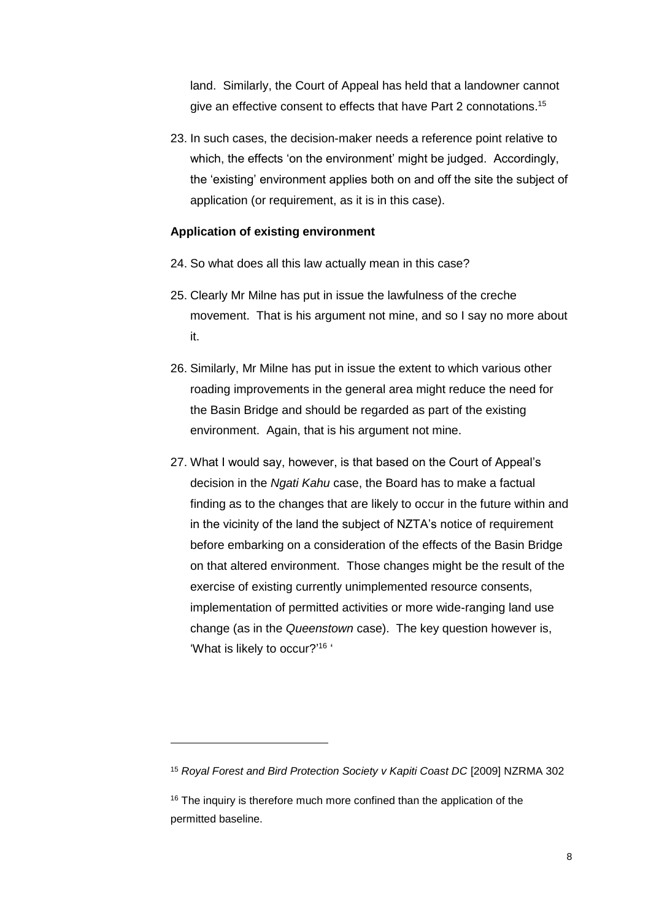land. Similarly, the Court of Appeal has held that a landowner cannot give an effective consent to effects that have Part 2 connotations.[15]

23. In such cases, the decision-maker needs a reference point relative to which, the effects 'on the environment' might be judged. Accordingly, the 'existing' environment applies both on and off the site the subject of application (or requirement, as it is in this case).

**Application of existing environment**

24. So what does all this law actually mean in this case?

25. Clearly Mr Milne has put in issue the lawfulness of the creche movement. That is his argument not mine, and so I say no more about it.

26. Similarly, Mr Milne has put in issue the extent to which various other roading improvements in the general area might reduce the need for the Basin Bridge and should be regarded as part of the existing environment. Again, that is his argument not mine.

27. What I would say, however, is that based on the Court of Appeal's decision in the *Ngati Kahu* case, the Board has to make a factual finding as to the changes that are likely to occur in the future within and in the vicinity of the land the subject of NZTA's notice of requirement before embarking on a consideration of the effects of the Basin Bridge on that altered environment. Those changes might be the result of the exercise of existing currently unimplemented resource consents, implementation of permitted activities or more wide-ranging land use change (as in the *Queenstown* case). The key question however is, 'What is likely to occur?'[16] '

---

[15] *Royal Forest and Bird Protection Society v Kapiti Coast DC* [2009] NZRMA 302

[16] The inquiry is therefore much more confined than the application of the permitted baseline.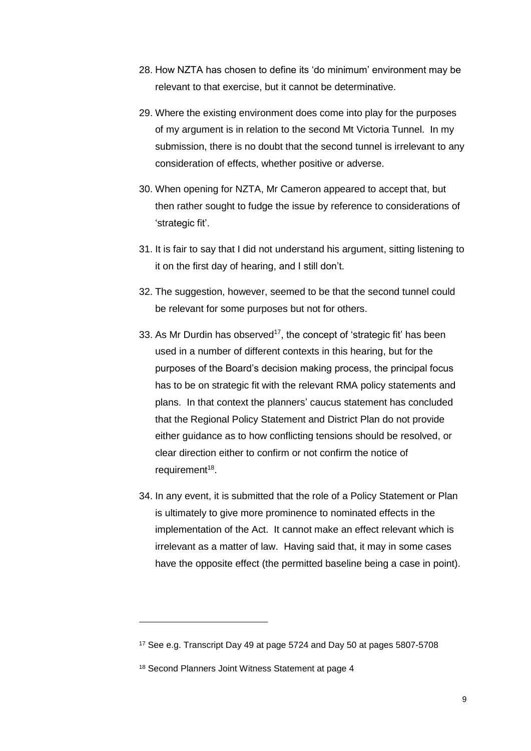28. How NZTA has chosen to define its 'do minimum' environment may be relevant to that exercise, but it cannot be determinative.

29. Where the existing environment does come into play for the purposes of my argument is in relation to the second Mt Victoria Tunnel. In my submission, there is no doubt that the second tunnel is irrelevant to any consideration of effects, whether positive or adverse.

30. When opening for NZTA, Mr Cameron appeared to accept that, but then rather sought to fudge the issue by reference to considerations of 'strategic fit'.

31. It is fair to say that I did not understand his argument, sitting listening to it on the first day of hearing, and I still don't.

32. The suggestion, however, seemed to be that the second tunnel could be relevant for some purposes but not for others.

33. As Mr Durdin has observed[17], the concept of 'strategic fit' has been used in a number of different contexts in this hearing, but for the purposes of the Board's decision making process, the principal focus has to be on strategic fit with the relevant RMA policy statements and plans. In that context the planners' caucus statement has concluded that the Regional Policy Statement and District Plan do not provide either guidance as to how conflicting tensions should be resolved, or clear direction either to confirm or not confirm the notice of requirement[18].

34. In any event, it is submitted that the role of a Policy Statement or Plan is ultimately to give more prominence to nominated effects in the implementation of the Act. It cannot make an effect relevant which is irrelevant as a matter of law. Having said that, it may in some cases have the opposite effect (the permitted baseline being a case in point).

---

[17] See e.g. Transcript Day 49 at page 5724 and Day 50 at pages 5807-5708

[18] Second Planners Joint Witness Statement at page 4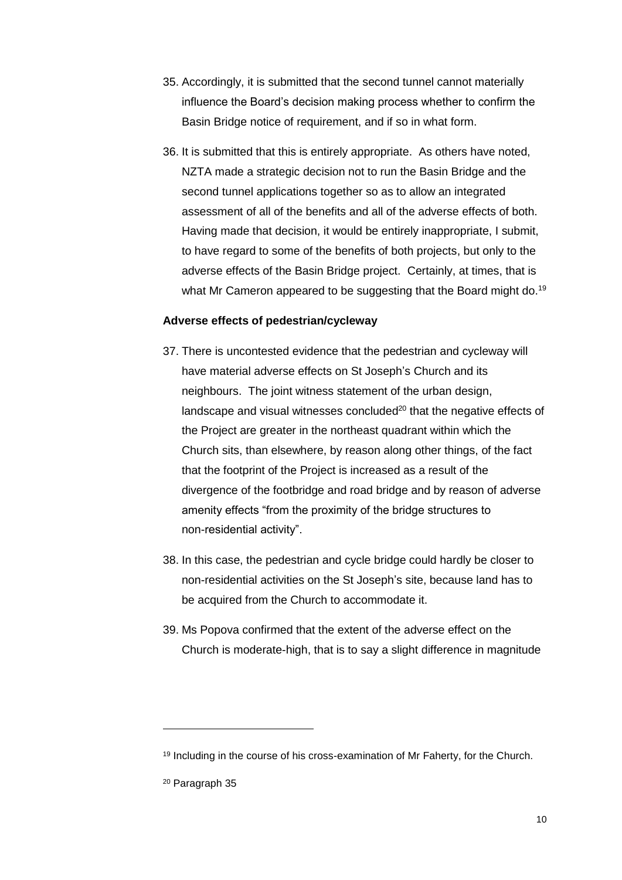35. Accordingly, it is submitted that the second tunnel cannot materially influence the Board's decision making process whether to confirm the Basin Bridge notice of requirement, and if so in what form.

36. It is submitted that this is entirely appropriate. As others have noted, NZTA made a strategic decision not to run the Basin Bridge and the second tunnel applications together so as to allow an integrated assessment of all of the benefits and all of the adverse effects of both. Having made that decision, it would be entirely inappropriate, I submit, to have regard to some of the benefits of both projects, but only to the adverse effects of the Basin Bridge project. Certainly, at times, that is what Mr Cameron appeared to be suggesting that the Board might do.[19]

**Adverse effects of pedestrian/cycleway**

37. There is uncontested evidence that the pedestrian and cycleway will have material adverse effects on St Joseph's Church and its neighbours. The joint witness statement of the urban design, landscape and visual witnesses concluded[20] that the negative effects of the Project are greater in the northeast quadrant within which the Church sits, than elsewhere, by reason along other things, of the fact that the footprint of the Project is increased as a result of the divergence of the footbridge and road bridge and by reason of adverse amenity effects "from the proximity of the bridge structures to non-residential activity".

38. In this case, the pedestrian and cycle bridge could hardly be closer to non-residential activities on the St Joseph's site, because land has to be acquired from the Church to accommodate it.

39. Ms Popova confirmed that the extent of the adverse effect on the Church is moderate-high, that is to say a slight difference in magnitude

---

[19] Including in the course of his cross-examination of Mr Faherty, for the Church.

[20] Paragraph 35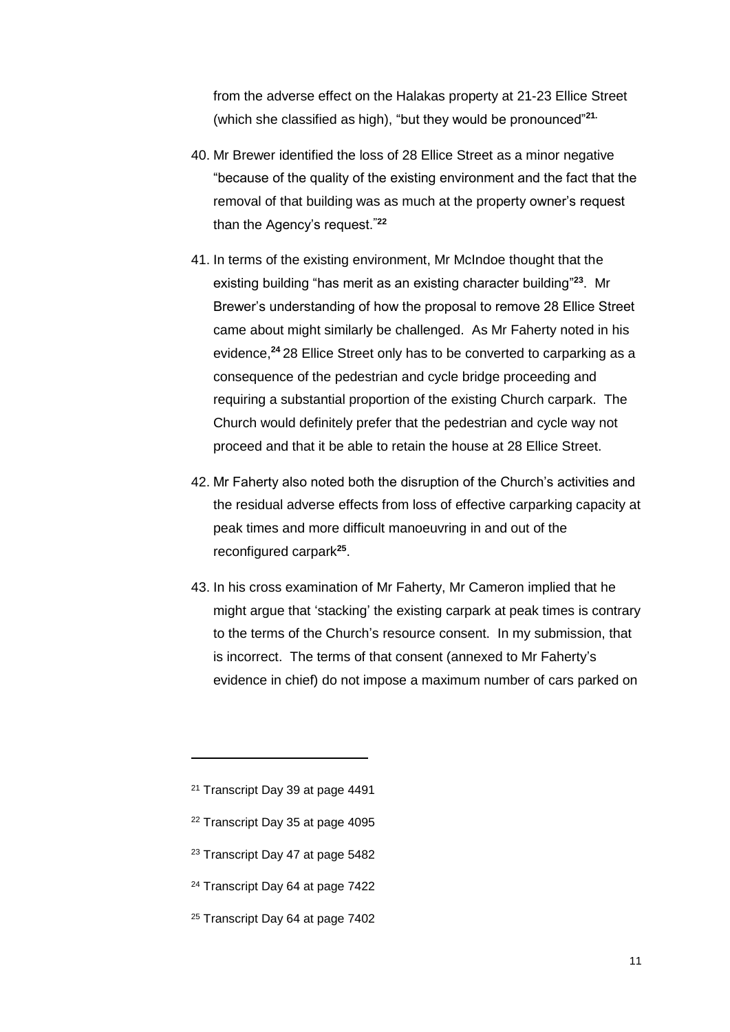from the adverse effect on the Halakas property at 21-23 Ellice Street (which she classified as high), "but they would be pronounced"[21.]

40. Mr Brewer identified the loss of 28 Ellice Street as a minor negative "because of the quality of the existing environment and the fact that the removal of that building was as much at the property owner's request than the Agency's request."[22]

41. In terms of the existing environment, Mr McIndoe thought that the existing building "has merit as an existing character building"[23]. Mr Brewer's understanding of how the proposal to remove 28 Ellice Street came about might similarly be challenged. As Mr Faherty noted in his evidence,[24] 28 Ellice Street only has to be converted to carparking as a consequence of the pedestrian and cycle bridge proceeding and requiring a substantial proportion of the existing Church carpark. The Church would definitely prefer that the pedestrian and cycle way not proceed and that it be able to retain the house at 28 Ellice Street.

42. Mr Faherty also noted both the disruption of the Church's activities and the residual adverse effects from loss of effective carparking capacity at peak times and more difficult manoeuvring in and out of the reconfigured carpark[25].

43. In his cross examination of Mr Faherty, Mr Cameron implied that he might argue that 'stacking' the existing carpark at peak times is contrary to the terms of the Church's resource consent. In my submission, that is incorrect. The terms of that consent (annexed to Mr Faherty's evidence in chief) do not impose a maximum number of cars parked on

---

[21] Transcript Day 39 at page 4491

[22] Transcript Day 35 at page 4095

[23] Transcript Day 47 at page 5482

[24] Transcript Day 64 at page 7422

[25] Transcript Day 64 at page 7402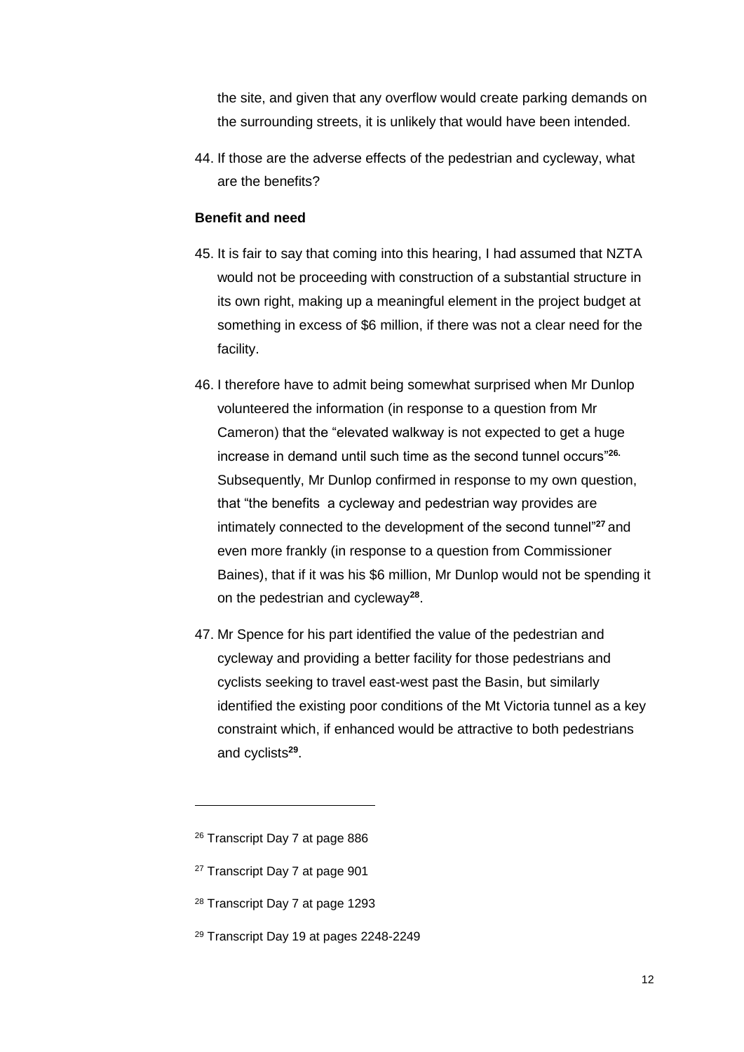the site, and given that any overflow would create parking demands on the surrounding streets, it is unlikely that would have been intended.

44. If those are the adverse effects of the pedestrian and cycleway, what are the benefits?

**Benefit and need**

45. It is fair to say that coming into this hearing, I had assumed that NZTA would not be proceeding with construction of a substantial structure in its own right, making up a meaningful element in the project budget at something in excess of $6 million, if there was not a clear need for the facility.

46. I therefore have to admit being somewhat surprised when Mr Dunlop volunteered the information (in response to a question from Mr Cameron) that the "elevated walkway is not expected to get a huge increase in demand until such time as the second tunnel occurs"[26]. Subsequently, Mr Dunlop confirmed in response to my own question, that "the benefits a cycleway and pedestrian way provides are intimately connected to the development of the second tunnel"[27] and even more frankly (in response to a question from Commissioner Baines), that if it was his $6 million, Mr Dunlop would not be spending it on the pedestrian and cycleway[28].

47. Mr Spence for his part identified the value of the pedestrian and cycleway and providing a better facility for those pedestrians and cyclists seeking to travel east-west past the Basin, but similarly identified the existing poor conditions of the Mt Victoria tunnel as a key constraint which, if enhanced would be attractive to both pedestrians and cyclists[29].

---

[26] Transcript Day 7 at page 886

[27] Transcript Day 7 at page 901

[28] Transcript Day 7 at page 1293

[29] Transcript Day 19 at pages 2248-2249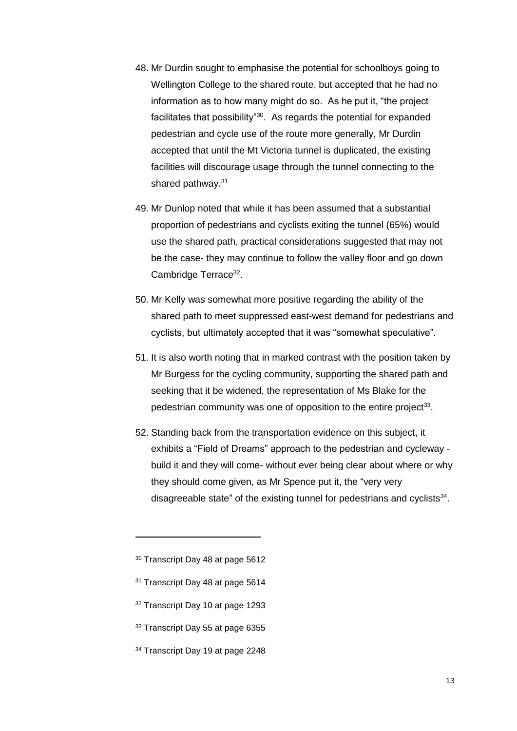48. Mr Durdin sought to emphasise the potential for schoolboys going to Wellington College to the shared route, but accepted that he had no information as to how many might do so. As he put it, "the project facilitates that possibility"[30]. As regards the potential for expanded pedestrian and cycle use of the route more generally, Mr Durdin accepted that until the Mt Victoria tunnel is duplicated, the existing facilities will discourage usage through the tunnel connecting to the shared pathway.[31]

49. Mr Dunlop noted that while it has been assumed that a substantial proportion of pedestrians and cyclists exiting the tunnel (65%) would use the shared path, practical considerations suggested that may not be the case- they may continue to follow the valley floor and go down Cambridge Terrace[32].

50. Mr Kelly was somewhat more positive regarding the ability of the shared path to meet suppressed east-west demand for pedestrians and cyclists, but ultimately accepted that it was "somewhat speculative".

51. It is also worth noting that in marked contrast with the position taken by Mr Burgess for the cycling community, supporting the shared path and seeking that it be widened, the representation of Ms Blake for the pedestrian community was one of opposition to the entire project[33].

52. Standing back from the transportation evidence on this subject, it exhibits a "Field of Dreams" approach to the pedestrian and cycleway - build it and they will come- without ever being clear about where or why they should come given, as Mr Spence put it, the "very very disagreeable state" of the existing tunnel for pedestrians and cyclists[34].

---

[30] Transcript Day 48 at page 5612

[31] Transcript Day 48 at page 5614

[32] Transcript Day 10 at page 1293

[33] Transcript Day 55 at page 6355

[34] Transcript Day 19 at page 2248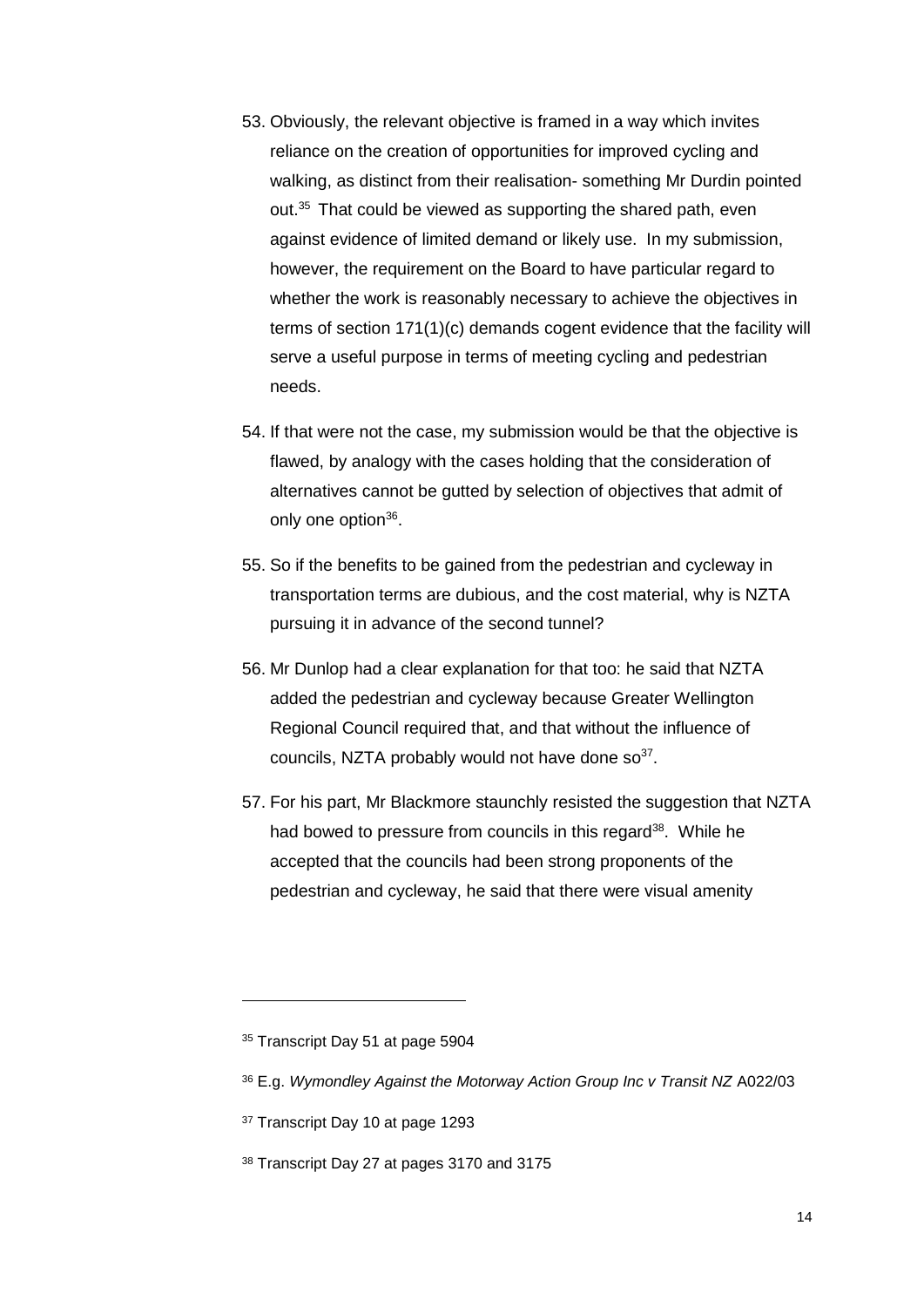53. Obviously, the relevant objective is framed in a way which invites reliance on the creation of opportunities for improved cycling and walking, as distinct from their realisation- something Mr Durdin pointed out.[35] That could be viewed as supporting the shared path, even against evidence of limited demand or likely use. In my submission, however, the requirement on the Board to have particular regard to whether the work is reasonably necessary to achieve the objectives in terms of section 171(1)(c) demands cogent evidence that the facility will serve a useful purpose in terms of meeting cycling and pedestrian needs.

54. If that were not the case, my submission would be that the objective is flawed, by analogy with the cases holding that the consideration of alternatives cannot be gutted by selection of objectives that admit of only one option[36].

55. So if the benefits to be gained from the pedestrian and cycleway in transportation terms are dubious, and the cost material, why is NZTA pursuing it in advance of the second tunnel?

56. Mr Dunlop had a clear explanation for that too: he said that NZTA added the pedestrian and cycleway because Greater Wellington Regional Council required that, and that without the influence of councils, NZTA probably would not have done so[37].

57. For his part, Mr Blackmore staunchly resisted the suggestion that NZTA had bowed to pressure from councils in this regard[38]. While he accepted that the councils had been strong proponents of the pedestrian and cycleway, he said that there were visual amenity

---

[35] Transcript Day 51 at page 5904

[36] E.g. *Wymondley Against the Motorway Action Group Inc v Transit NZ* A022/03

[37] Transcript Day 10 at page 1293

[38] Transcript Day 27 at pages 3170 and 3175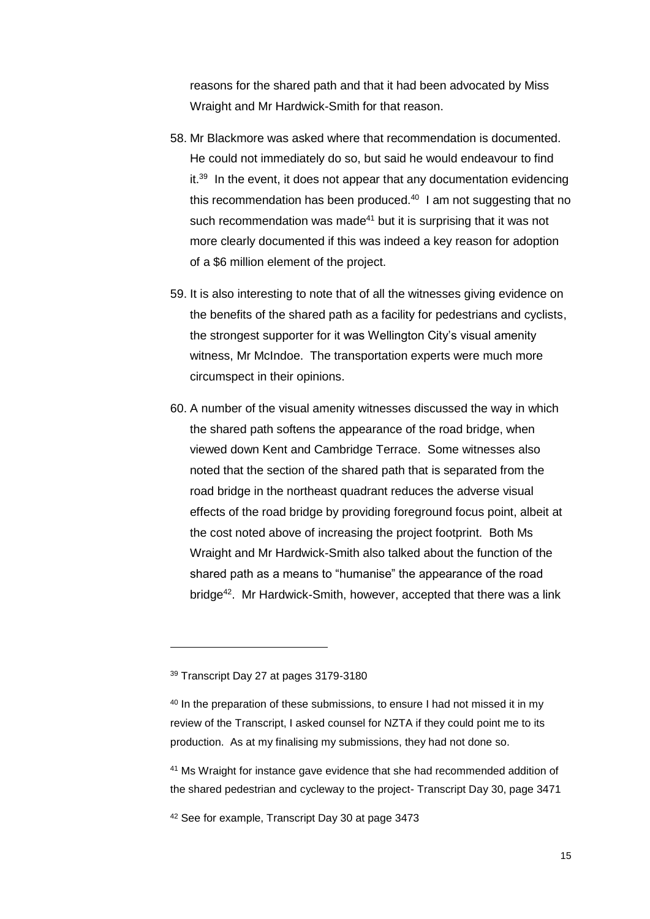reasons for the shared path and that it had been advocated by Miss Wraight and Mr Hardwick-Smith for that reason.

58. Mr Blackmore was asked where that recommendation is documented. He could not immediately do so, but said he would endeavour to find it.[39] In the event, it does not appear that any documentation evidencing this recommendation has been produced.[40] I am not suggesting that no such recommendation was made[41] but it is surprising that it was not more clearly documented if this was indeed a key reason for adoption of a $6 million element of the project.

59. It is also interesting to note that of all the witnesses giving evidence on the benefits of the shared path as a facility for pedestrians and cyclists, the strongest supporter for it was Wellington City's visual amenity witness, Mr McIndoe. The transportation experts were much more circumspect in their opinions.

60. A number of the visual amenity witnesses discussed the way in which the shared path softens the appearance of the road bridge, when viewed down Kent and Cambridge Terrace. Some witnesses also noted that the section of the shared path that is separated from the road bridge in the northeast quadrant reduces the adverse visual effects of the road bridge by providing foreground focus point, albeit at the cost noted above of increasing the project footprint. Both Ms Wraight and Mr Hardwick-Smith also talked about the function of the shared path as a means to "humanise" the appearance of the road bridge[42]. Mr Hardwick-Smith, however, accepted that there was a link

---

[39] Transcript Day 27 at pages 3179-3180

[40] In the preparation of these submissions, to ensure I had not missed it in my review of the Transcript, I asked counsel for NZTA if they could point me to its production. As at my finalising my submissions, they had not done so.

[41] Ms Wraight for instance gave evidence that she had recommended addition of the shared pedestrian and cycleway to the project- Transcript Day 30, page 3471

[42] See for example, Transcript Day 30 at page 3473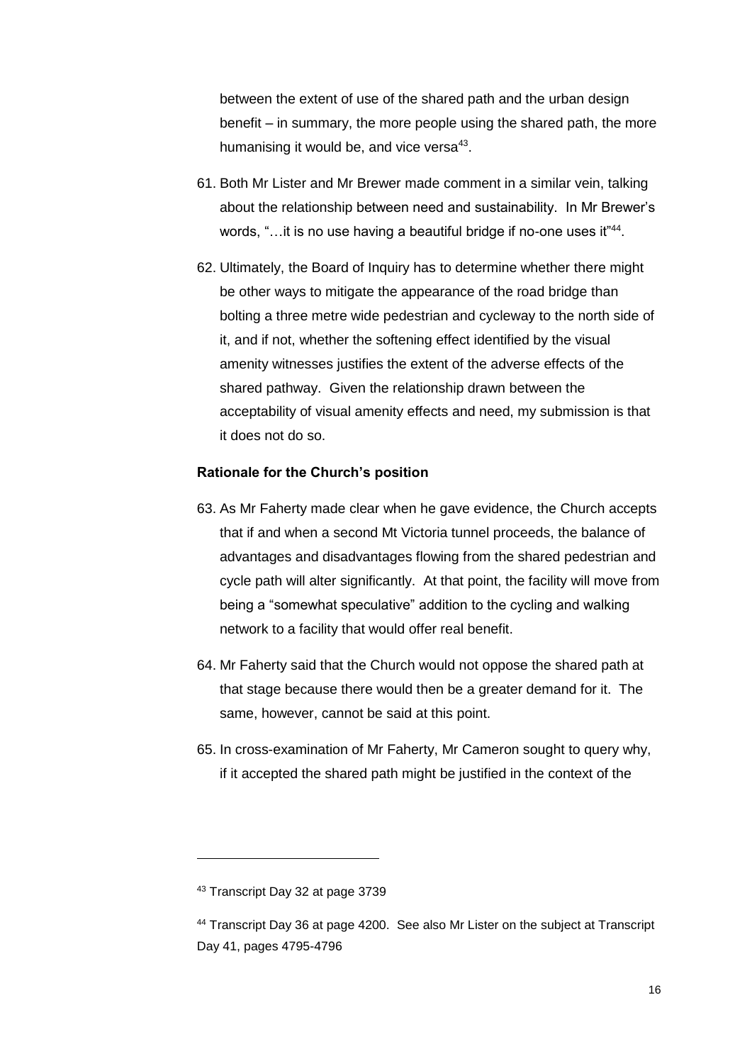between the extent of use of the shared path and the urban design benefit – in summary, the more people using the shared path, the more humanising it would be, and vice versa[43].

61. Both Mr Lister and Mr Brewer made comment in a similar vein, talking about the relationship between need and sustainability. In Mr Brewer's words, "…it is no use having a beautiful bridge if no-one uses it"[44].

62. Ultimately, the Board of Inquiry has to determine whether there might be other ways to mitigate the appearance of the road bridge than bolting a three metre wide pedestrian and cycleway to the north side of it, and if not, whether the softening effect identified by the visual amenity witnesses justifies the extent of the adverse effects of the shared pathway. Given the relationship drawn between the acceptability of visual amenity effects and need, my submission is that it does not do so.

**Rationale for the Church's position**

63. As Mr Faherty made clear when he gave evidence, the Church accepts that if and when a second Mt Victoria tunnel proceeds, the balance of advantages and disadvantages flowing from the shared pedestrian and cycle path will alter significantly. At that point, the facility will move from being a "somewhat speculative" addition to the cycling and walking network to a facility that would offer real benefit.

64. Mr Faherty said that the Church would not oppose the shared path at that stage because there would then be a greater demand for it. The same, however, cannot be said at this point.

65. In cross-examination of Mr Faherty, Mr Cameron sought to query why, if it accepted the shared path might be justified in the context of the

---

[43] Transcript Day 32 at page 3739

[44] Transcript Day 36 at page 4200. See also Mr Lister on the subject at Transcript Day 41, pages 4795-4796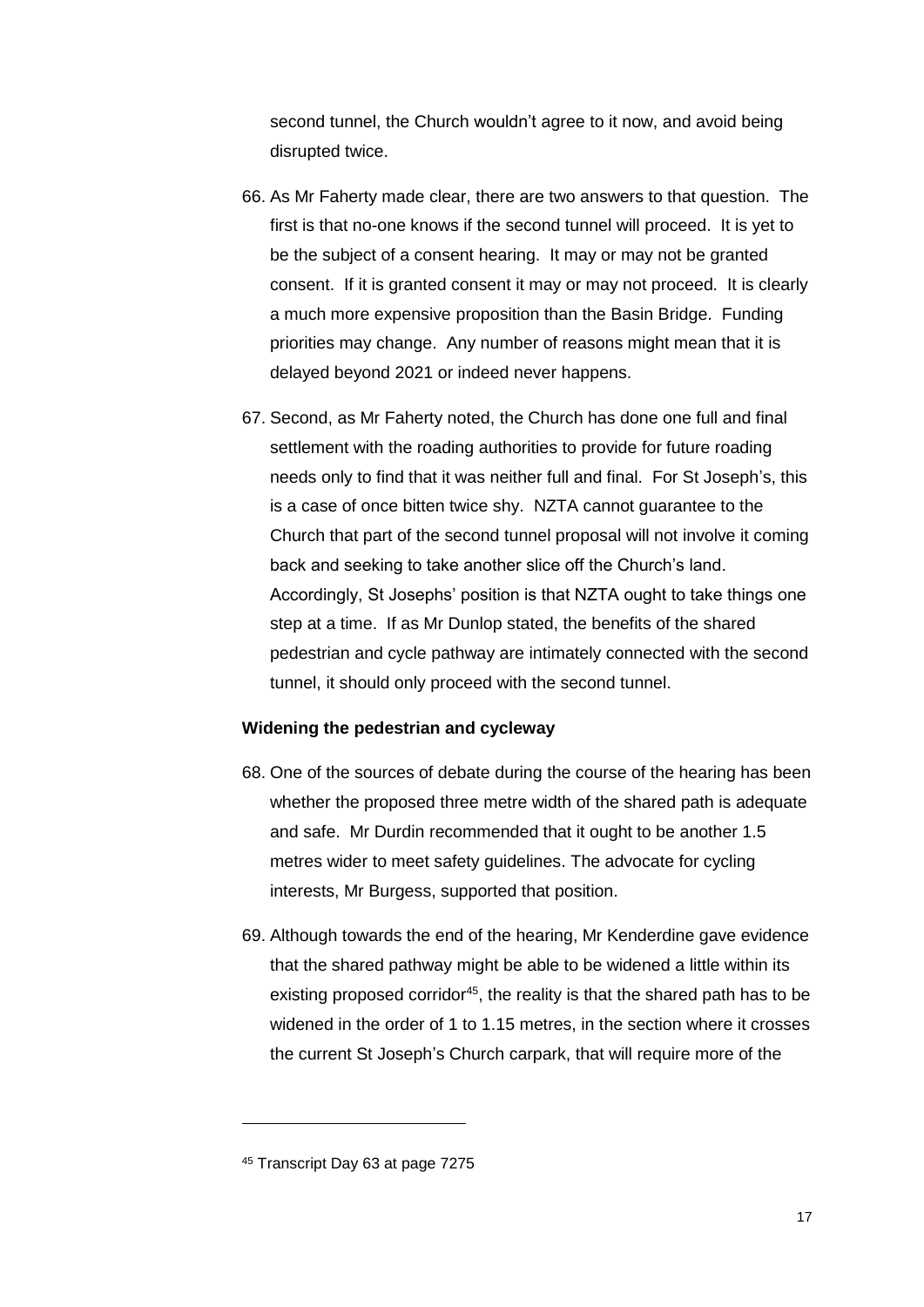second tunnel, the Church wouldn't agree to it now, and avoid being disrupted twice.

66. As Mr Faherty made clear, there are two answers to that question. The first is that no-one knows if the second tunnel will proceed. It is yet to be the subject of a consent hearing. It may or may not be granted consent. If it is granted consent it may or may not proceed. It is clearly a much more expensive proposition than the Basin Bridge. Funding priorities may change. Any number of reasons might mean that it is delayed beyond 2021 or indeed never happens.

67. Second, as Mr Faherty noted, the Church has done one full and final settlement with the roading authorities to provide for future roading needs only to find that it was neither full and final. For St Joseph's, this is a case of once bitten twice shy. NZTA cannot guarantee to the Church that part of the second tunnel proposal will not involve it coming back and seeking to take another slice off the Church's land. Accordingly, St Josephs' position is that NZTA ought to take things one step at a time. If as Mr Dunlop stated, the benefits of the shared pedestrian and cycle pathway are intimately connected with the second tunnel, it should only proceed with the second tunnel.

**Widening the pedestrian and cycleway**

68. One of the sources of debate during the course of the hearing has been whether the proposed three metre width of the shared path is adequate and safe. Mr Durdin recommended that it ought to be another 1.5 metres wider to meet safety guidelines. The advocate for cycling interests, Mr Burgess, supported that position.

69. Although towards the end of the hearing, Mr Kenderdine gave evidence that the shared pathway might be able to be widened a little within its existing proposed corridor[45], the reality is that the shared path has to be widened in the order of 1 to 1.15 metres, in the section where it crosses the current St Joseph's Church carpark, that will require more of the

[45] Transcript Day 63 at page 7275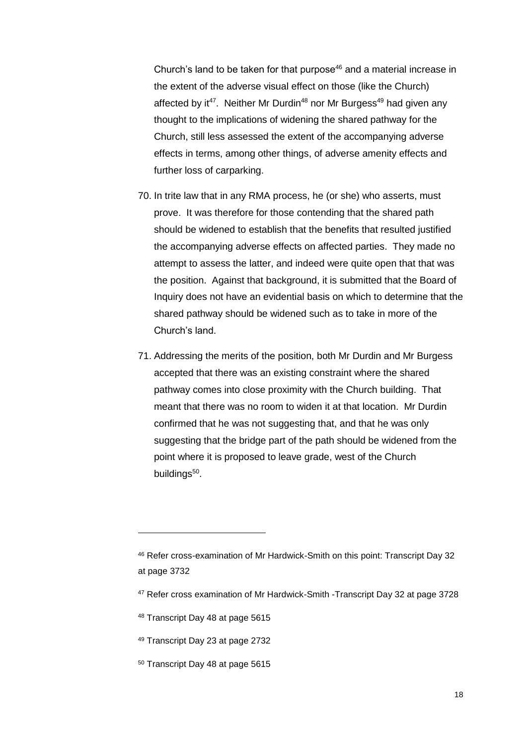Church's land to be taken for that purpose[46] and a material increase in the extent of the adverse visual effect on those (like the Church) affected by it[47]. Neither Mr Durdin[48] nor Mr Burgess[49] had given any thought to the implications of widening the shared pathway for the Church, still less assessed the extent of the accompanying adverse effects in terms, among other things, of adverse amenity effects and further loss of carparking.

70. In trite law that in any RMA process, he (or she) who asserts, must prove. It was therefore for those contending that the shared path should be widened to establish that the benefits that resulted justified the accompanying adverse effects on affected parties. They made no attempt to assess the latter, and indeed were quite open that that was the position. Against that background, it is submitted that the Board of Inquiry does not have an evidential basis on which to determine that the shared pathway should be widened such as to take in more of the Church's land.

71. Addressing the merits of the position, both Mr Durdin and Mr Burgess accepted that there was an existing constraint where the shared pathway comes into close proximity with the Church building. That meant that there was no room to widen it at that location. Mr Durdin confirmed that he was not suggesting that, and that he was only suggesting that the bridge part of the path should be widened from the point where it is proposed to leave grade, west of the Church buildings[50].

---

[46] Refer cross-examination of Mr Hardwick-Smith on this point: Transcript Day 32 at page 3732

[47] Refer cross examination of Mr Hardwick-Smith -Transcript Day 32 at page 3728

[48] Transcript Day 48 at page 5615

[49] Transcript Day 23 at page 2732

[50] Transcript Day 48 at page 5615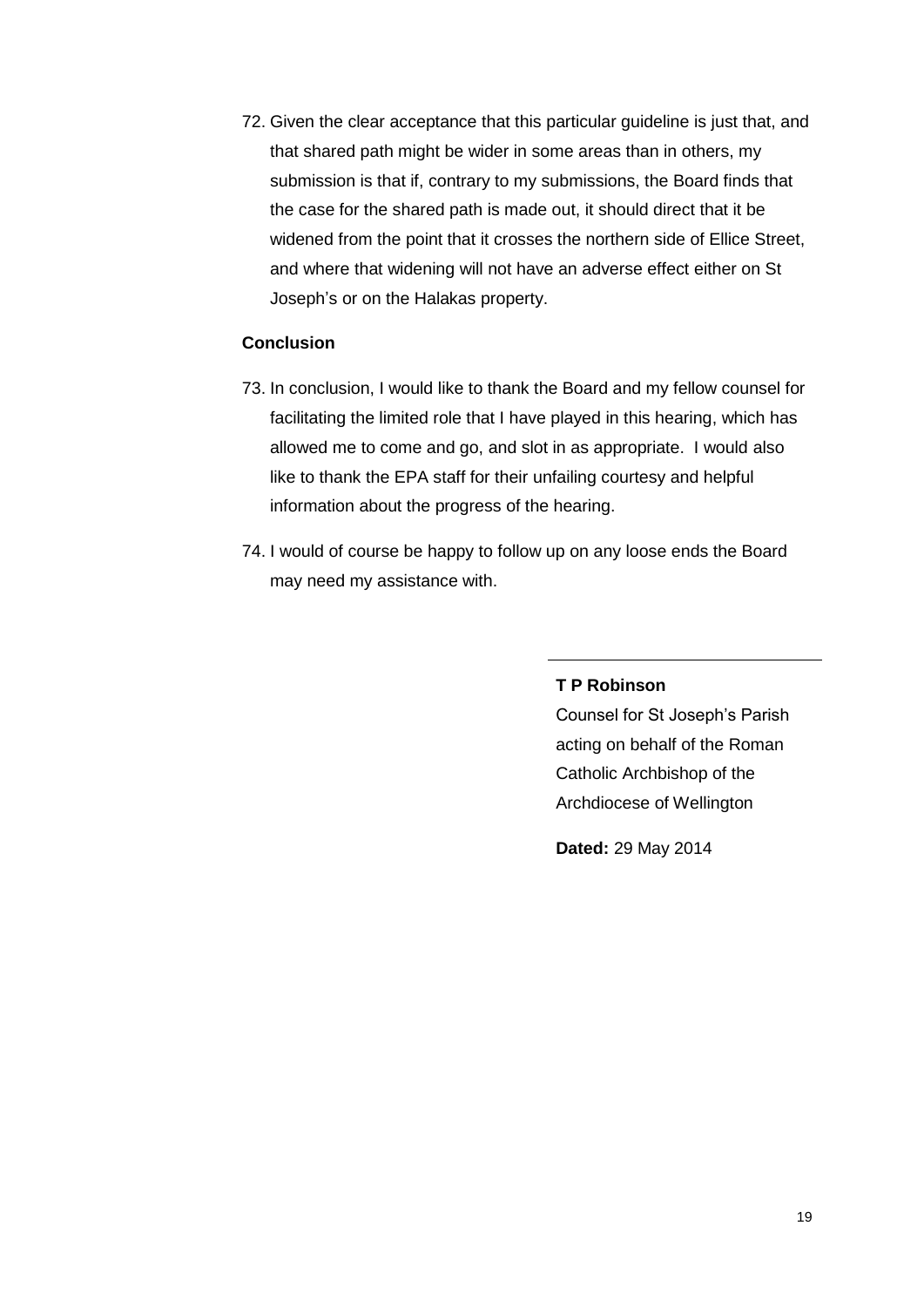72. Given the clear acceptance that this particular guideline is just that, and that shared path might be wider in some areas than in others, my submission is that if, contrary to my submissions, the Board finds that the case for the shared path is made out, it should direct that it be widened from the point that it crosses the northern side of Ellice Street, and where that widening will not have an adverse effect either on St Joseph's or on the Halakas property.

**Conclusion**

73. In conclusion, I would like to thank the Board and my fellow counsel for facilitating the limited role that I have played in this hearing, which has allowed me to come and go, and slot in as appropriate. I would also like to thank the EPA staff for their unfailing courtesy and helpful information about the progress of the hearing.

74. I would of course be happy to follow up on any loose ends the Board may need my assistance with.

**T P Robinson**
Counsel for St Joseph's Parish acting on behalf of the Roman Catholic Archbishop of the Archdiocese of Wellington

**Dated:** 29 May 2014